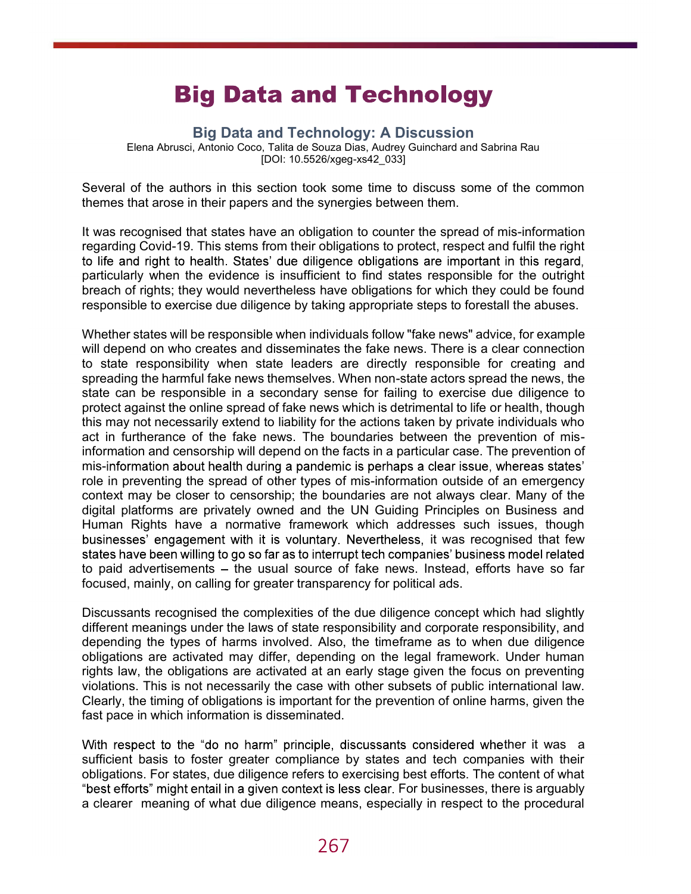# Big Data and Technology

## Big Data and Technology: A Discussion

Elena Abrusci, Antonio Coco, Talita de Souza Dias, Audrey Guinchard and Sabrina Rau

[DOI: 10.5526/xgeg-xs42_033]

Several of the authors in this section took some time to discuss some of the common themes that arose in their papers and the synergies between them.

It was recognised that states have an obligation to counter the spread of mis-information regarding Covid-19. This stems from their obligations to protect, respect and fulfil the right to life and right to health. States' due diligence obligations are important in this regard, particularly when the evidence is insufficient to find states responsible for the outright breach of rights; they would nevertheless have obligations for which they could be found responsible to exercise due diligence by taking appropriate steps to forestall the abuses.

Whether states will be responsible when individuals follow "fake news" advice, for example will depend on who creates and disseminates the fake news. There is a clear connection to state responsibility when state leaders are directly responsible for creating and spreading the harmful fake news themselves. When non-state actors spread the news, the state can be responsible in a secondary sense for failing to exercise due diligence to protect against the online spread of fake news which is detrimental to life or health, though this may not necessarily extend to liability for the actions taken by private individuals who act in furtherance of the fake news. The boundaries between the prevention of mis-information and censorship will depend on the facts in a particular case. The prevention of mis-information about health during a pandemic is perhaps a clear issue, whereas states' role in preventing the spread of other types of mis-information outside of an emergency context may be closer to censorship; the boundaries are not always clear. Many of the digital platforms are privately owned and the UN Guiding Principles on Business and Human Rights have a normative framework which addresses such issues, though businesses' engagement with it is voluntary. Nevertheless, it was recognised that few states have been willing to go so far as to interrupt tech companies' business model related to paid advertisements – the usual source of fake news. Instead, efforts have so far focused, mainly, on calling for greater transparency for political ads.

Discussants recognised the complexities of the due diligence concept which had slightly different meanings under the laws of state responsibility and corporate responsibility, and depending the types of harms involved. Also, the timeframe as to when due diligence obligations are activated may differ, depending on the legal framework. Under human rights law, the obligations are activated at an early stage given the focus on preventing violations. This is not necessarily the case with other subsets of public international law. Clearly, the timing of obligations is important for the prevention of online harms, given the fast pace in which information is disseminated.

With respect to the "do no harm" principle, discussants considered whether it was a sufficient basis to foster greater compliance by states and tech companies with their obligations. For states, due diligence refers to exercising best efforts. The content of what "best efforts" might entail in a given context is less clear. For businesses, there is arguably a clearer meaning of what due diligence means, especially in respect to the procedural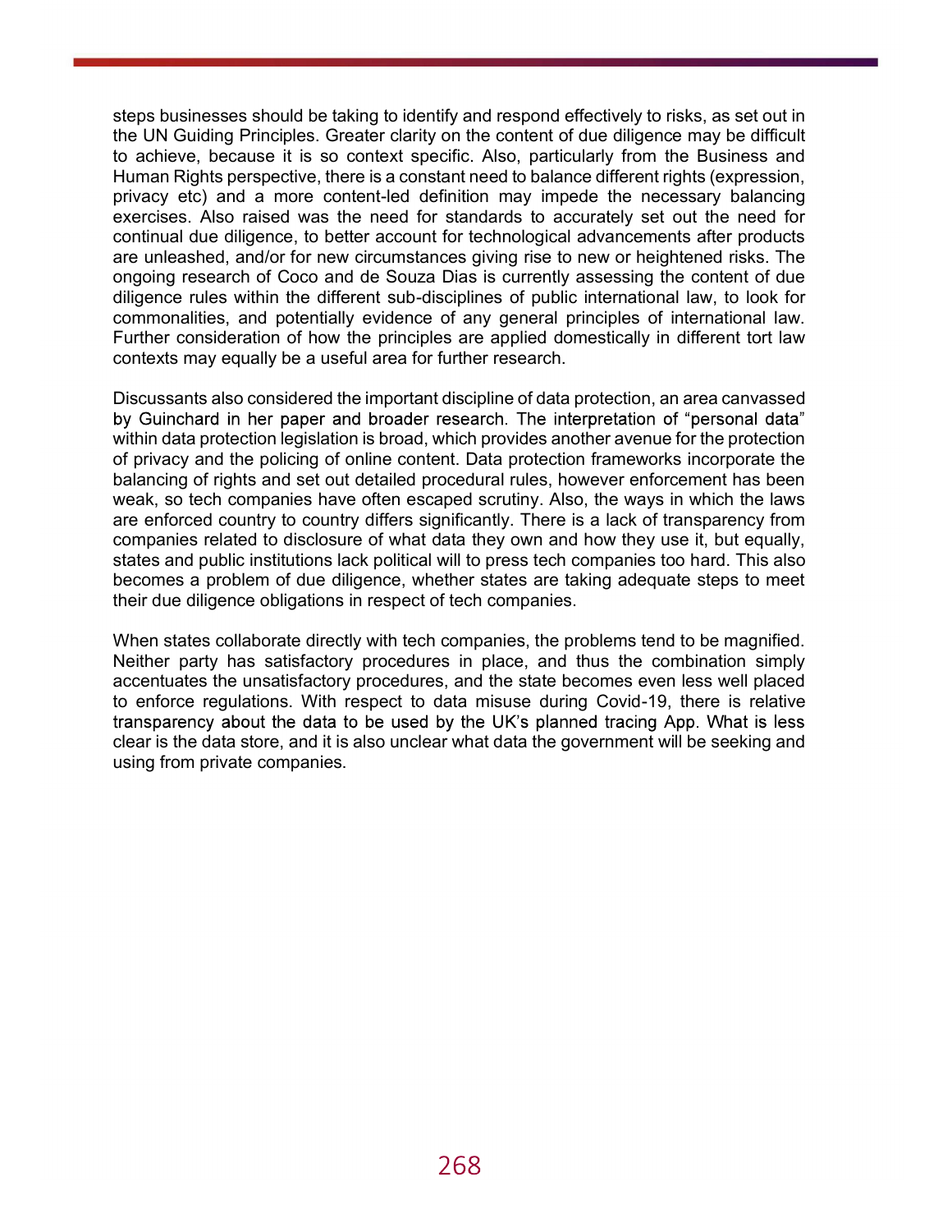steps businesses should be taking to identify and respond effectively to risks, as set out in the UN Guiding Principles. Greater clarity on the content of due diligence may be difficult to achieve, because it is so context specific. Also, particularly from the Business and Human Rights perspective, there is a constant need to balance different rights (expression, privacy etc) and a more content-led definition may impede the necessary balancing exercises. Also raised was the need for standards to accurately set out the need for continual due diligence, to better account for technological advancements after products are unleashed, and/or for new circumstances giving rise to new or heightened risks. The ongoing research of Coco and de Souza Dias is currently assessing the content of due diligence rules within the different sub-disciplines of public international law, to look for commonalities, and potentially evidence of any general principles of international law. Further consideration of how the principles are applied domestically in different tort law contexts may equally be a useful area for further research.

Discussants also considered the important discipline of data protection, an area canvassed by Guinchard in her paper and broader research. The interpretation of "personal data" within data protection legislation is broad, which provides another avenue for the protection of privacy and the policing of online content. Data protection frameworks incorporate the balancing of rights and set out detailed procedural rules, however enforcement has been weak, so tech companies have often escaped scrutiny. Also, the ways in which the laws are enforced country to country differs significantly. There is a lack of transparency from companies related to disclosure of what data they own and how they use it, but equally, states and public institutions lack political will to press tech companies too hard. This also becomes a problem of due diligence, whether states are taking adequate steps to meet their due diligence obligations in respect of tech companies.

When states collaborate directly with tech companies, the problems tend to be magnified. Neither party has satisfactory procedures in place, and thus the combination simply accentuates the unsatisfactory procedures, and the state becomes even less well placed to enforce regulations. With respect to data misuse during Covid-19, there is relative transparency about the data to be used by the UK's planned tracing App. What is less clear is the data store, and it is also unclear what data the government will be seeking and using from private companies.